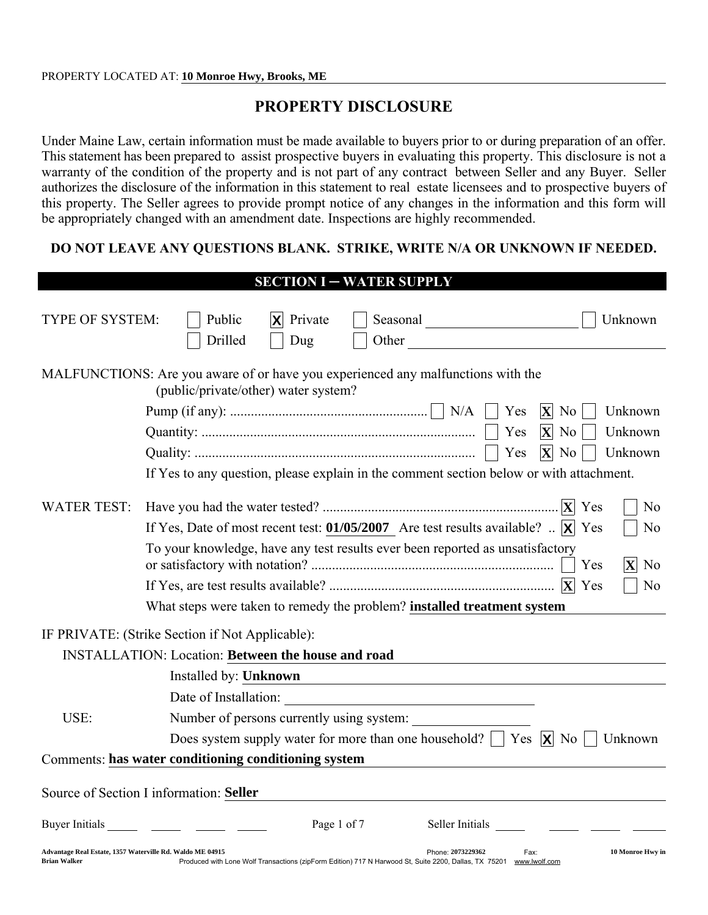PROPERTY LOCATED AT: **10 Monroe Hwy, Brooks, ME**

# PROPERTY DISCLOSURE

Under Maine Law, certain information must be made available to buyers prior to or during preparation of an offer. This statement has been prepared to assist prospective buyers in evaluating this property. This disclosure is not a warranty of the condition of the property and is not part of any contract between Seller and any Buyer. Seller authorizes the disclosure of the information in this statement to real estate licensees and to prospective buyers of this property. The Seller agrees to provide prompt notice of any changes in the information and this form will be appropriately changed with an amendment date. Inspections are highly recommended.

**DO NOT LEAVE ANY QUESTIONS BLANK. STRIKE, WRITE N/A OR UNKNOWN IF NEEDED.**

## SECTION I – WATER SUPPLY

TYPE OF SYSTEM: [ ] Public [X] Private [ ] Seasonal ______ [ ] Unknown
[ ] Drilled [ ] Dug [ ] Other ______

MALFUNCTIONS: Are you aware of or have you experienced any malfunctions with the (public/private/other) water system?

- Pump (if any): [ ] N/A [ ] Yes [X] No [ ] Unknown
- Quantity: [ ] Yes [X] No [ ] Unknown
- Quality: [ ] Yes [X] No [ ] Unknown

If Yes to any question, please explain in the comment section below or with attachment.

WATER TEST:

- Have you had the water tested? [X] Yes [ ] No
- If Yes, Date of most recent test: **01/05/2007** Are test results available? [X] Yes [ ] No
- To your knowledge, have any test results ever been reported as unsatisfactory or satisfactory with notation? [ ] Yes [X] No
- If Yes, are test results available? [X] Yes [ ] No
- What steps were taken to remedy the problem? **installed treatment system**

IF PRIVATE: (Strike Section if Not Applicable):

INSTALLATION: Location: **Between the house and road**

Installed by: **Unknown**

Date of Installation: ______

USE: Number of persons currently using system: ______

Does system supply water for more than one household? [ ] Yes [X] No [ ] Unknown

Comments: **has water conditioning conditioning system**

Source of Section I information: **Seller**

Buyer Initials ______ Seller Initials ______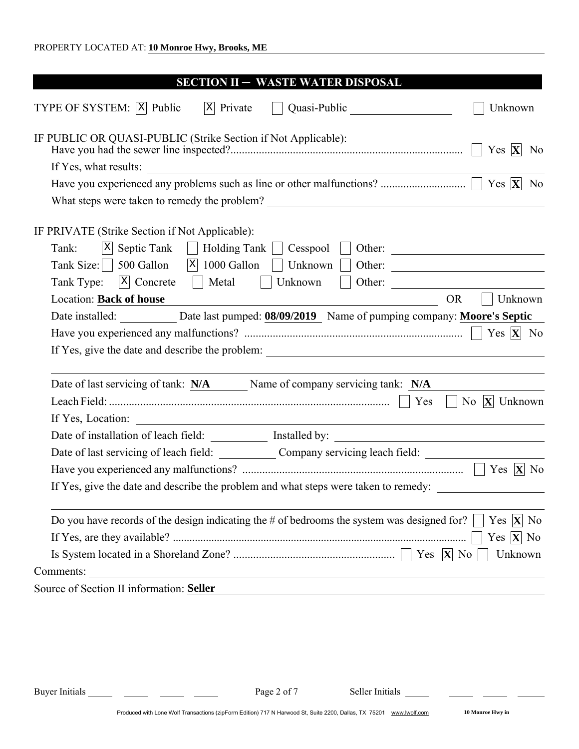PROPERTY LOCATED AT: **10 Monroe Hwy, Brooks, ME**

## SECTION II – WASTE WATER DISPOSAL

TYPE OF SYSTEM: [X] Public [X] Private [ ] Quasi-Public ________ [ ] Unknown

IF PUBLIC OR QUASI-PUBLIC (Strike Section if Not Applicable):

Have you had the sewer line inspected? ............ [ ] Yes [X] No

If Yes, what results:

Have you experienced any problems such as line or other malfunctions? ............ [ ] Yes [X] No

What steps were taken to remedy the problem?

IF PRIVATE (Strike Section if Not Applicable):

Tank: [X] Septic Tank [ ] Holding Tank [ ] Cesspool [ ] Other:

Tank Size: [ ] 500 Gallon [X] 1000 Gallon [ ] Unknown [ ] Other:

Tank Type: [X] Concrete [ ] Metal [ ] Unknown [ ] Other:

Location: **Back of house** OR [ ] Unknown

Date installed: ________ Date last pumped: **08/09/2019** Name of pumping company: **Moore's Septic**

Have you experienced any malfunctions? ............ [ ] Yes [X] No

If Yes, give the date and describe the problem:

Date of last servicing of tank: **N/A** Name of company servicing tank: **N/A**

Leach Field: ............ [ ] Yes [ ] No [X] Unknown

If Yes, Location:

Date of installation of leach field: ________ Installed by:

Date of last servicing of leach field: ________ Company servicing leach field:

Have you experienced any malfunctions? ............ [ ] Yes [X] No

If Yes, give the date and describe the problem and what steps were taken to remedy:

Do you have records of the design indicating the # of bedrooms the system was designed for? [ ] Yes [X] No

If Yes, are they available? ............ [ ] Yes [X] No

Is System located in a Shoreland Zone? ............ [ ] Yes [X] No [ ] Unknown

Comments:

Source of Section II information: **Seller**

Buyer Initials ____ ____ ____ ____ Seller Initials ____ ____ ____ ____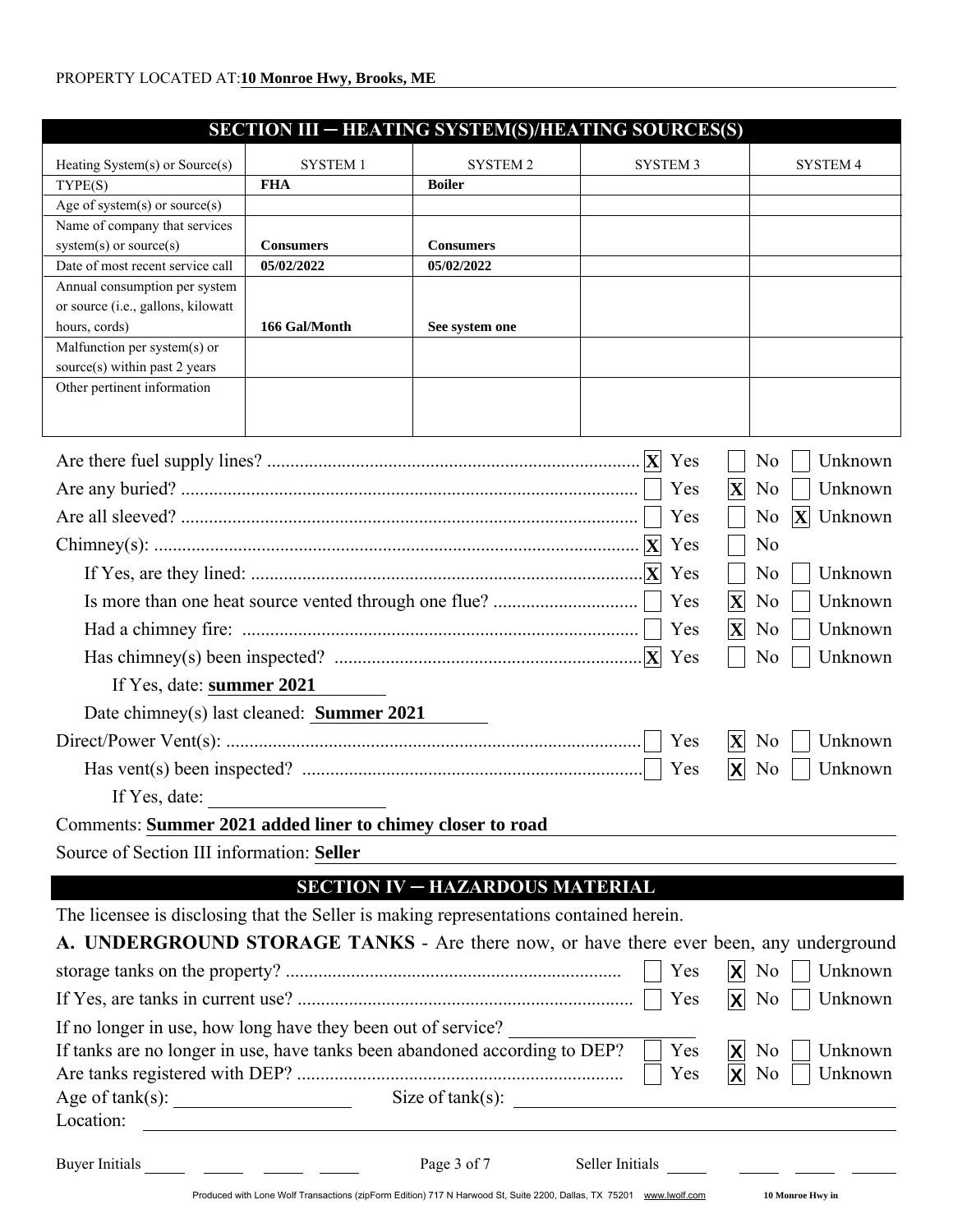PROPERTY LOCATED AT: **10 Monroe Hwy, Brooks, ME**

## SECTION III – HEATING SYSTEM(S)/HEATING SOURCES(S)

| Heating System(s) or Source(s) | SYSTEM 1 | SYSTEM 2 | SYSTEM 3 | SYSTEM 4 |
|---|---|---|---|---|
| TYPE(S) | **FHA** | **Boiler** | | |
| Age of system(s) or source(s) | | | | |
| Name of company that services system(s) or source(s) | **Consumers** | **Consumers** | | |
| Date of most recent service call | **05/02/2022** | **05/02/2022** | | |
| Annual consumption per system or source (i.e., gallons, kilowatt hours, cords) | **166 Gal/Month** | **See system one** | | |
| Malfunction per system(s) or source(s) within past 2 years | | | | |
| Other pertinent information | | | | |

Are there fuel supply lines? ............ [X] Yes [ ] No [ ] Unknown

Are any buried? ............ [ ] Yes [X] No [ ] Unknown

Are all sleeved? ............ [ ] Yes [ ] No [X] Unknown

Chimney(s): ............ [X] Yes [ ] No

If Yes, are they lined: ............ [X] Yes [ ] No [ ] Unknown

Is more than one heat source vented through one flue? ............ [ ] Yes [X] No [ ] Unknown

Had a chimney fire: ............ [ ] Yes [X] No [ ] Unknown

Has chimney(s) been inspected? ............ [X] Yes [ ] No [ ] Unknown

If Yes, date: **summer 2021**

Date chimney(s) last cleaned: **Summer 2021**

Direct/Power Vent(s): ............ [ ] Yes [X] No [ ] Unknown

Has vent(s) been inspected? ............ [ ] Yes [X] No [ ] Unknown

If Yes, date:

Comments: **Summer 2021 added liner to chimey closer to road**

Source of Section III information: **Seller**

## SECTION IV – HAZARDOUS MATERIAL

The licensee is disclosing that the Seller is making representations contained herein.

**A. UNDERGROUND STORAGE TANKS** - Are there now, or have there ever been, any underground storage tanks on the property? ............ [ ] Yes [X] No [ ] Unknown

If Yes, are tanks in current use? ............ [ ] Yes [X] No [ ] Unknown

If no longer in use, how long have they been out of service?

If tanks are no longer in use, have tanks been abandoned according to DEP? [ ] Yes [X] No [ ] Unknown

Are tanks registered with DEP? ............ [ ] Yes [X] No [ ] Unknown

Age of tank(s): Size of tank(s):

Location:

Buyer Initials Seller Initials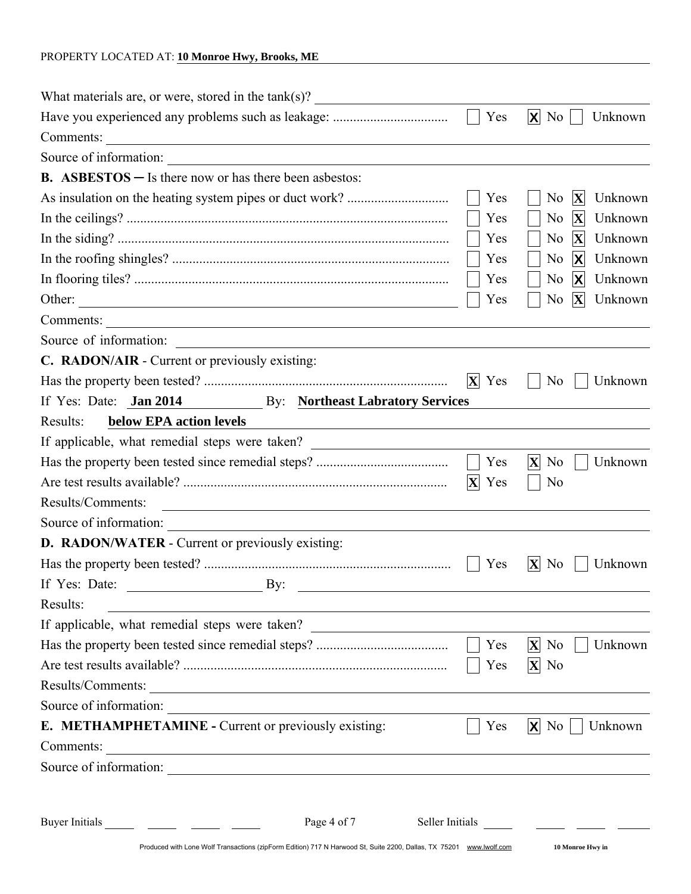PROPERTY LOCATED AT: **10 Monroe Hwy, Brooks, ME**

What materials are, or were, stored in the tank(s)?

Have you experienced any problems such as leakage: .................................. [ ] Yes [X] No [ ] Unknown

Comments:

Source of information:

**B. ASBESTOS** ─ Is there now or has there been asbestos:

As insulation on the heating system pipes or duct work? .............................. [ ] Yes [ ] No [X] Unknown

In the ceilings? .............................................................................................. [ ] Yes [ ] No [X] Unknown

In the siding? ................................................................................................. [ ] Yes [ ] No [X] Unknown

In the roofing shingles? ................................................................................. [ ] Yes [ ] No [X] Unknown

In flooring tiles? ............................................................................................ [ ] Yes [ ] No [X] Unknown

Other: [ ] Yes [ ] No [X] Unknown

Comments:

Source of information:

**C. RADON/AIR** - Current or previously existing:

Has the property been tested? ....................................................................... [X] Yes [ ] No [ ] Unknown

If Yes: Date: **Jan 2014** By: **Northeast Labratory Services**

Results: **below EPA action levels**

If applicable, what remedial steps were taken?

Has the property been tested since remedial steps? ...................................... [ ] Yes [X] No [ ] Unknown

Are test results available? ............................................................................. [X] Yes [ ] No

Results/Comments:

Source of information:

**D. RADON/WATER** - Current or previously existing:

Has the property been tested? ........................................................................ [ ] Yes [X] No [ ] Unknown

If Yes: Date: By:

Results:

If applicable, what remedial steps were taken?

Has the property been tested since remedial steps? ...................................... [ ] Yes [X] No [ ] Unknown

Are test results available? ............................................................................. [ ] Yes [X] No

Results/Comments:

Source of information:

**E. METHAMPHETAMINE -** Current or previously existing: [ ] Yes [X] No [ ] Unknown

Comments:

Source of information:

Buyer Initials ______ ______ ______ ______ Seller Initials ______ ______ ______ ______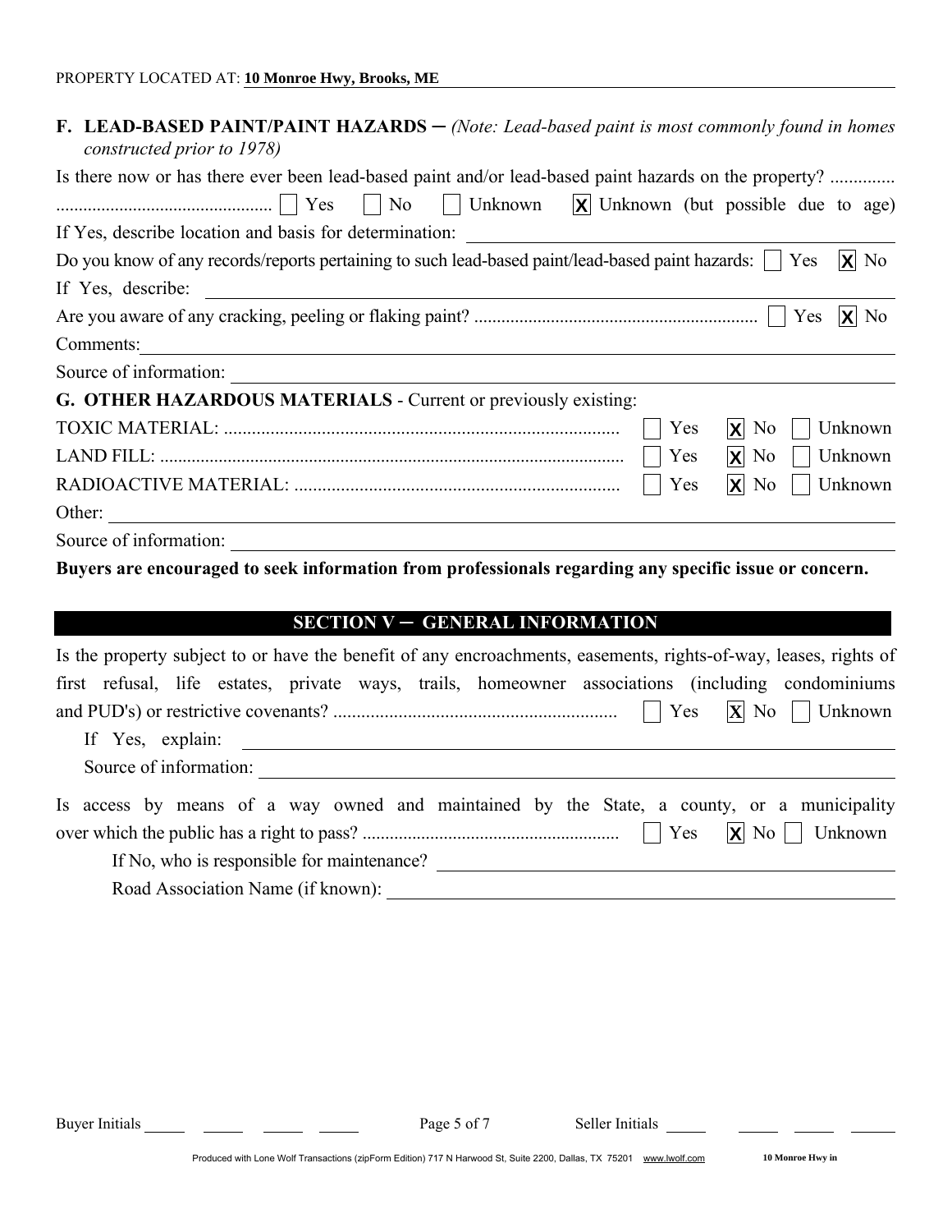PROPERTY LOCATED AT: **10 Monroe Hwy, Brooks, ME**

**F. LEAD-BASED PAINT/PAINT HAZARDS** – *(Note: Lead-based paint is most commonly found in homes constructed prior to 1978)*

Is there now or has there ever been lead-based paint and/or lead-based paint hazards on the property? .............. ☐ Yes ☐ No ☐ Unknown ☒ Unknown (but possible due to age)

If Yes, describe location and basis for determination:

Do you know of any records/reports pertaining to such lead-based paint/lead-based paint hazards: ☐ Yes ☒ No

If Yes, describe:

Are you aware of any cracking, peeling or flaking paint? .............................................................. ☐ Yes ☒ No

Comments:

Source of information:

**G. OTHER HAZARDOUS MATERIALS** - Current or previously existing:

| | | | |
|---|---|---|---|
| TOXIC MATERIAL: | ☐ Yes | ☒ No | ☐ Unknown |
| LAND FILL: | ☐ Yes | ☒ No | ☐ Unknown |
| RADIOACTIVE MATERIAL: | ☐ Yes | ☒ No | ☐ Unknown |

Other:

Source of information:

**Buyers are encouraged to seek information from professionals regarding any specific issue or concern.**

## SECTION V – GENERAL INFORMATION

Is the property subject to or have the benefit of any encroachments, easements, rights-of-way, leases, rights of first refusal, life estates, private ways, trails, homeowner associations (including condominiums and PUD's) or restrictive covenants? ............................................................ ☐ Yes ☒ No ☐ Unknown

If Yes, explain:

Source of information:

Is access by means of a way owned and maintained by the State, a county, or a municipality over which the public has a right to pass? ........................................................ ☐ Yes ☒ No ☐ Unknown

If No, who is responsible for maintenance?

Road Association Name (if known):

Buyer Initials ______ ______ ______ ______ Seller Initials ______ ______ ______ ______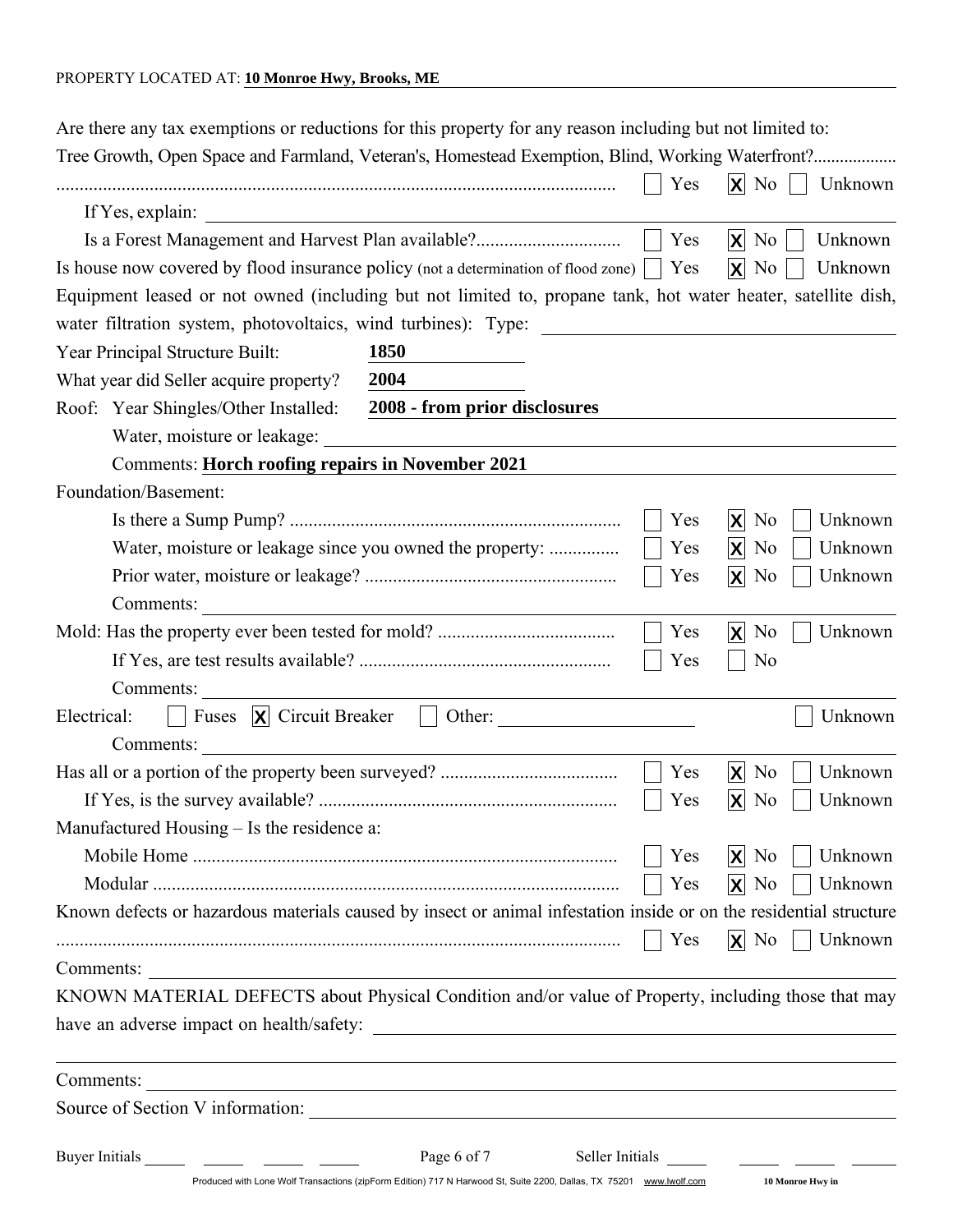PROPERTY LOCATED AT: **10 Monroe Hwy, Brooks, ME**

Are there any tax exemptions or reductions for this property for any reason including but not limited to: Tree Growth, Open Space and Farmland, Veteran's, Homestead Exemption, Blind, Working Waterfront? ☐ Yes ☒ No ☐ Unknown

If Yes, explain:

Is a Forest Management and Harvest Plan available? ☐ Yes ☒ No ☐ Unknown

Is house now covered by flood insurance policy (not a determination of flood zone) ☐ Yes ☒ No ☐ Unknown

Equipment leased or not owned (including but not limited to, propane tank, hot water heater, satellite dish, water filtration system, photovoltaics, wind turbines): Type:

Year Principal Structure Built: **1850**

What year did Seller acquire property? **2004**

Roof: Year Shingles/Other Installed: **2008 - from prior disclosures**

Water, moisture or leakage:

Comments: **Horch roofing repairs in November 2021**

Foundation/Basement:

Is there a Sump Pump? ☐ Yes ☒ No ☐ Unknown

Water, moisture or leakage since you owned the property: ☐ Yes ☒ No ☐ Unknown

Prior water, moisture or leakage? ☐ Yes ☒ No ☐ Unknown

Comments:

Mold: Has the property ever been tested for mold? ☐ Yes ☒ No ☐ Unknown

If Yes, are test results available? ☐ Yes ☐ No

Comments:

Electrical: ☐ Fuses ☒ Circuit Breaker ☐ Other: ☐ Unknown

Comments:

Has all or a portion of the property been surveyed? ☐ Yes ☒ No ☐ Unknown

If Yes, is the survey available? ☐ Yes ☒ No ☐ Unknown

Manufactured Housing – Is the residence a:

Mobile Home ☐ Yes ☒ No ☐ Unknown

Modular ☐ Yes ☒ No ☐ Unknown

Known defects or hazardous materials caused by insect or animal infestation inside or on the residential structure ☐ Yes ☒ No ☐ Unknown

Comments:

KNOWN MATERIAL DEFECTS about Physical Condition and/or value of Property, including those that may have an adverse impact on health/safety:

Comments:

Source of Section V information:

Buyer Initials \_\_\_\_ \_\_\_\_ \_\_\_\_ \_\_\_\_ Seller Initials \_\_\_\_ \_\_\_\_ \_\_\_\_ \_\_\_\_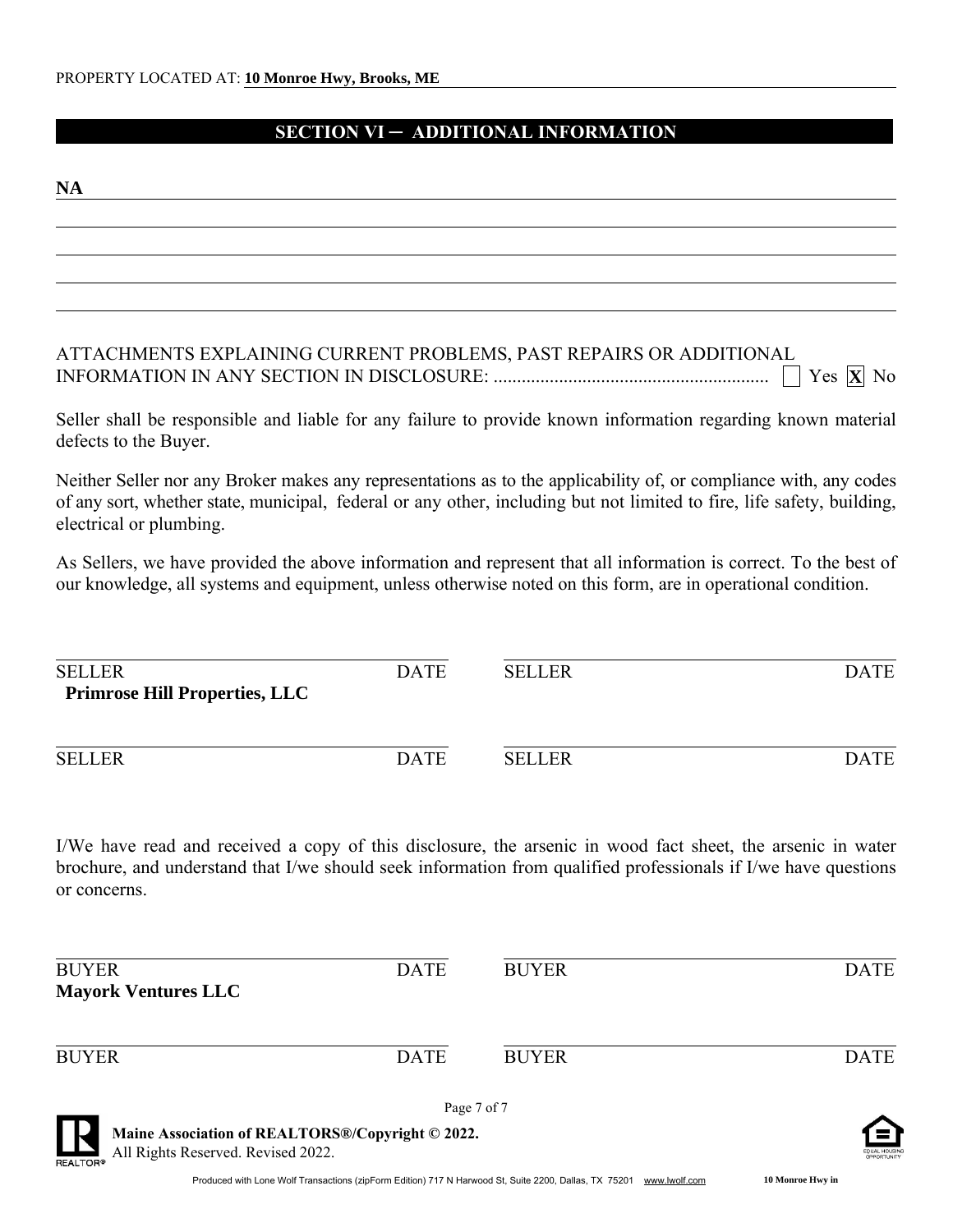PROPERTY LOCATED AT: **10 Monroe Hwy, Brooks, ME**

## SECTION VI – ADDITIONAL INFORMATION

**NA**

ATTACHMENTS EXPLAINING CURRENT PROBLEMS, PAST REPAIRS OR ADDITIONAL INFORMATION IN ANY SECTION IN DISCLOSURE: .......................................................... [ ] Yes [X] No

Seller shall be responsible and liable for any failure to provide known information regarding known material defects to the Buyer.

Neither Seller nor any Broker makes any representations as to the applicability of, or compliance with, any codes of any sort, whether state, municipal, federal or any other, including but not limited to fire, life safety, building, electrical or plumbing.

As Sellers, we have provided the above information and represent that all information is correct. To the best of our knowledge, all systems and equipment, unless otherwise noted on this form, are in operational condition.

| | | | |
|---|---|---|---|
| SELLER<br>**Primrose Hill Properties, LLC** | DATE | SELLER | DATE |
| SELLER | DATE | SELLER | DATE |

I/We have read and received a copy of this disclosure, the arsenic in wood fact sheet, the arsenic in water brochure, and understand that I/we should seek information from qualified professionals if I/we have questions or concerns.

| | | | |
|---|---|---|---|
| BUYER<br>**Mayork Ventures LLC** | DATE | BUYER | DATE |
| BUYER | DATE | BUYER | DATE |

**Maine Association of REALTORS®/Copyright © 2022.**
All Rights Reserved. Revised 2022.